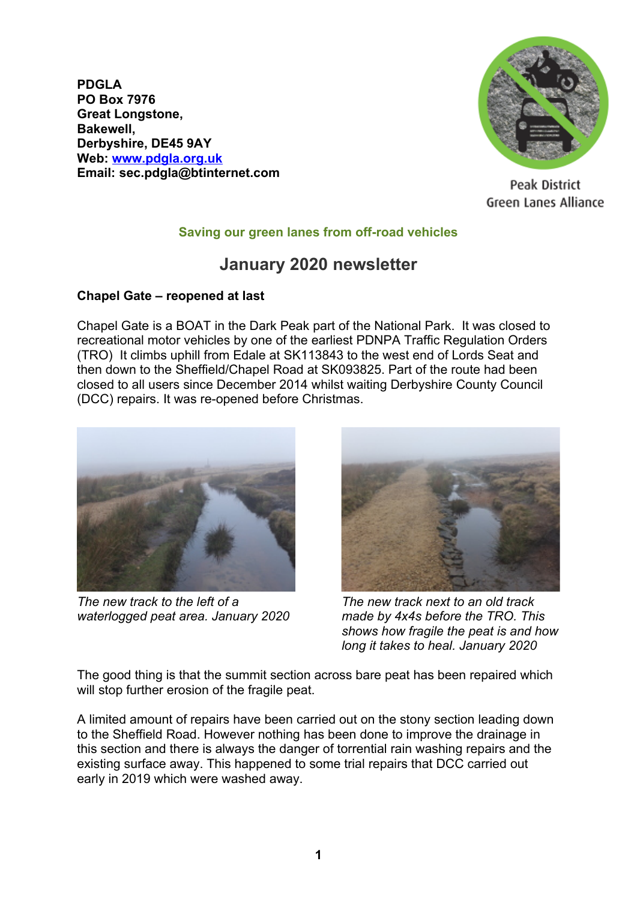**PDGLA**
**PO Box 7976**
**Great Longstone,**
**Bakewell,**
**Derbyshire, DE45 9AY**
**Web: [www.pdgla.org.uk](http://www.pdgla.org.uk)**
**Email: sec.pdgla@btinternet.com**

Peak District
Green Lanes Alliance

**Saving our green lanes from off-road vehicles**

# January 2020 newsletter

### Chapel Gate – reopened at last

Chapel Gate is a BOAT in the Dark Peak part of the National Park. It was closed to recreational motor vehicles by one of the earliest PDNPA Traffic Regulation Orders (TRO) It climbs uphill from Edale at SK113843 to the west end of Lords Seat and then down to the Sheffield/Chapel Road at SK093825. Part of the route had been closed to all users since December 2014 whilst waiting Derbyshire County Council (DCC) repairs. It was re-opened before Christmas.

*The new track to the left of a waterlogged peat area. January 2020*

*The new track next to an old track made by 4x4s before the TRO. This shows how fragile the peat is and how long it takes to heal. January 2020*

The good thing is that the summit section across bare peat has been repaired which will stop further erosion of the fragile peat.

A limited amount of repairs have been carried out on the stony section leading down to the Sheffield Road. However nothing has been done to improve the drainage in this section and there is always the danger of torrential rain washing repairs and the existing surface away. This happened to some trial repairs that DCC carried out early in 2019 which were washed away.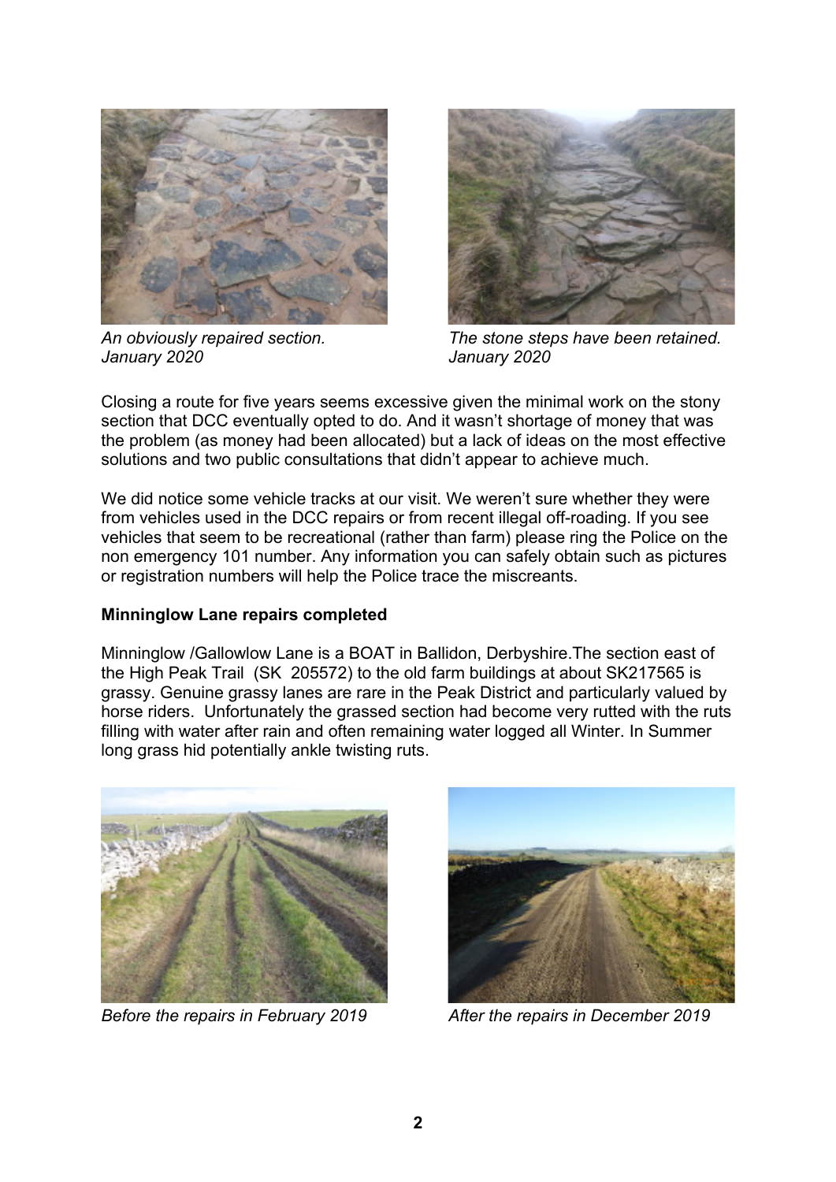*An obviously repaired section. January 2020*

*The stone steps have been retained. January 2020*

Closing a route for five years seems excessive given the minimal work on the stony section that DCC eventually opted to do. And it wasn't shortage of money that was the problem (as money had been allocated) but a lack of ideas on the most effective solutions and two public consultations that didn't appear to achieve much.

We did notice some vehicle tracks at our visit. We weren't sure whether they were from vehicles used in the DCC repairs or from recent illegal off-roading. If you see vehicles that seem to be recreational (rather than farm) please ring the Police on the non emergency 101 number. Any information you can safely obtain such as pictures or registration numbers will help the Police trace the miscreants.

**Minninglow Lane repairs completed**

Minninglow /Gallowlow Lane is a BOAT in Ballidon, Derbyshire.The section east of the High Peak Trail (SK 205572) to the old farm buildings at about SK217565 is grassy. Genuine grassy lanes are rare in the Peak District and particularly valued by horse riders. Unfortunately the grassed section had become very rutted with the ruts filling with water after rain and often remaining water logged all Winter. In Summer long grass hid potentially ankle twisting ruts.

*Before the repairs in February 2019*

*After the repairs in December 2019*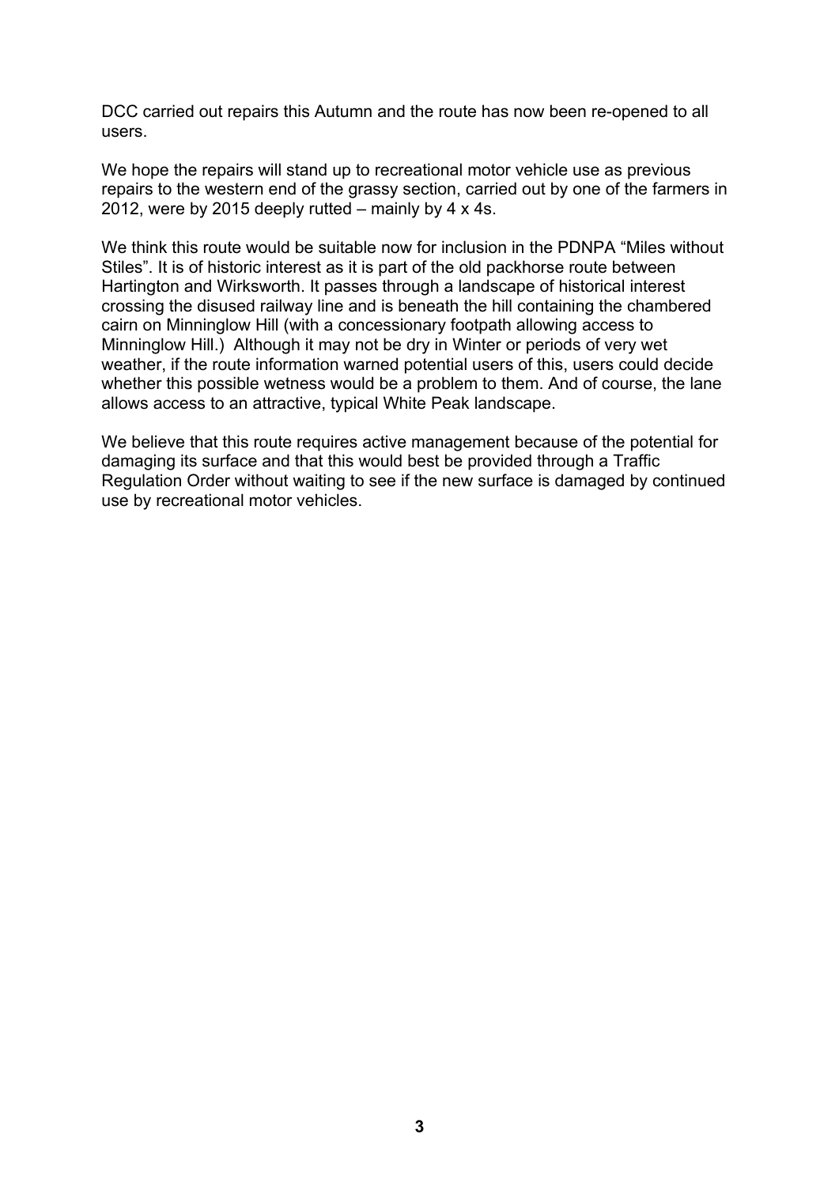DCC carried out repairs this Autumn and the route has now been re-opened to all users.

We hope the repairs will stand up to recreational motor vehicle use as previous repairs to the western end of the grassy section, carried out by one of the farmers in 2012, were by 2015 deeply rutted – mainly by 4 x 4s.

We think this route would be suitable now for inclusion in the PDNPA "Miles without Stiles". It is of historic interest as it is part of the old packhorse route between Hartington and Wirksworth. It passes through a landscape of historical interest crossing the disused railway line and is beneath the hill containing the chambered cairn on Minninglow Hill (with a concessionary footpath allowing access to Minninglow Hill.) Although it may not be dry in Winter or periods of very wet weather, if the route information warned potential users of this, users could decide whether this possible wetness would be a problem to them. And of course, the lane allows access to an attractive, typical White Peak landscape.

We believe that this route requires active management because of the potential for damaging its surface and that this would best be provided through a Traffic Regulation Order without waiting to see if the new surface is damaged by continued use by recreational motor vehicles.